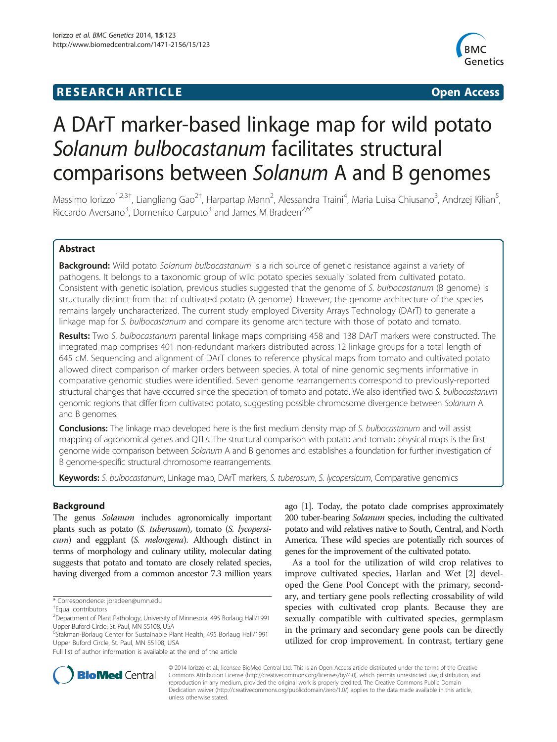**RESEARCH ARTICLE** **Open Access**

# A DArT marker-based linkage map for wild potato *Solanum bulbocastanum* facilitates structural comparisons between *Solanum* A and B genomes

Massimo Iorizzo[1,2,3†], Liangliang Gao[2†], Harpartap Mann[2], Alessandra Traini[4], Maria Luisa Chiusano[3], Andrzej Kilian[5], Riccardo Aversano[3], Domenico Carputo[3] and James M Bradeen[2,6*]

## Abstract

**Background:** Wild potato *Solanum bulbocastanum* is a rich source of genetic resistance against a variety of pathogens. It belongs to a taxonomic group of wild potato species sexually isolated from cultivated potato. Consistent with genetic isolation, previous studies suggested that the genome of *S. bulbocastanum* (B genome) is structurally distinct from that of cultivated potato (A genome). However, the genome architecture of the species remains largely uncharacterized. The current study employed Diversity Arrays Technology (DArT) to generate a linkage map for *S. bulbocastanum* and compare its genome architecture with those of potato and tomato.

**Results:** Two *S. bulbocastanum* parental linkage maps comprising 458 and 138 DArT markers were constructed. The integrated map comprises 401 non-redundant markers distributed across 12 linkage groups for a total length of 645 cM. Sequencing and alignment of DArT clones to reference physical maps from tomato and cultivated potato allowed direct comparison of marker orders between species. A total of nine genomic segments informative in comparative genomic studies were identified. Seven genome rearrangements correspond to previously-reported structural changes that have occurred since the speciation of tomato and potato. We also identified two *S. bulbocastanum* genomic regions that differ from cultivated potato, suggesting possible chromosome divergence between *Solanum* A and B genomes.

**Conclusions:** The linkage map developed here is the first medium density map of *S. bulbocastanum* and will assist mapping of agronomical genes and QTLs. The structural comparison with potato and tomato physical maps is the first genome wide comparison between *Solanum* A and B genomes and establishes a foundation for further investigation of B genome-specific structural chromosome rearrangements.

**Keywords:** *S. bulbocastanum*, Linkage map, DArT markers, *S. tuberosum*, *S. lycopersicum*, Comparative genomics

## Background

The genus *Solanum* includes agronomically important plants such as potato (*S. tuberosum*), tomato (*S. lycopersicum*) and eggplant (*S. melongena*). Although distinct in terms of morphology and culinary utility, molecular dating suggests that potato and tomato are closely related species, having diverged from a common ancestor 7.3 million years ago [1]. Today, the potato clade comprises approximately 200 tuber-bearing *Solanum* species, including the cultivated potato and wild relatives native to South, Central, and North America. These wild species are potentially rich sources of genes for the improvement of the cultivated potato.

As a tool for the utilization of wild crop relatives to improve cultivated species, Harlan and Wet [2] developed the Gene Pool Concept with the primary, secondary, and tertiary gene pools reflecting crossability of wild species with cultivated crop plants. Because they are sexually compatible with cultivated species, germplasm in the primary and secondary gene pools can be directly utilized for crop improvement. In contrast, tertiary gene

\* Correspondence: jbradeen@umn.edu

†Equal contributors

[2]Department of Plant Pathology, University of Minnesota, 495 Borlaug Hall/1991 Upper Buford Circle, St. Paul, MN 55108, USA

[6]Stakman-Borlaug Center for Sustainable Plant Health, 495 Borlaug Hall/1991 Upper Buford Circle, St. Paul, MN 55108, USA

Full list of author information is available at the end of the article

© 2014 Iorizzo et al.; licensee BioMed Central Ltd. This is an Open Access article distributed under the terms of the Creative Commons Attribution License (http://creativecommons.org/licenses/by/4.0), which permits unrestricted use, distribution, and reproduction in any medium, provided the original work is properly credited. The Creative Commons Public Domain Dedication waiver (http://creativecommons.org/publicdomain/zero/1.0/) applies to the data made available in this article, unless otherwise stated.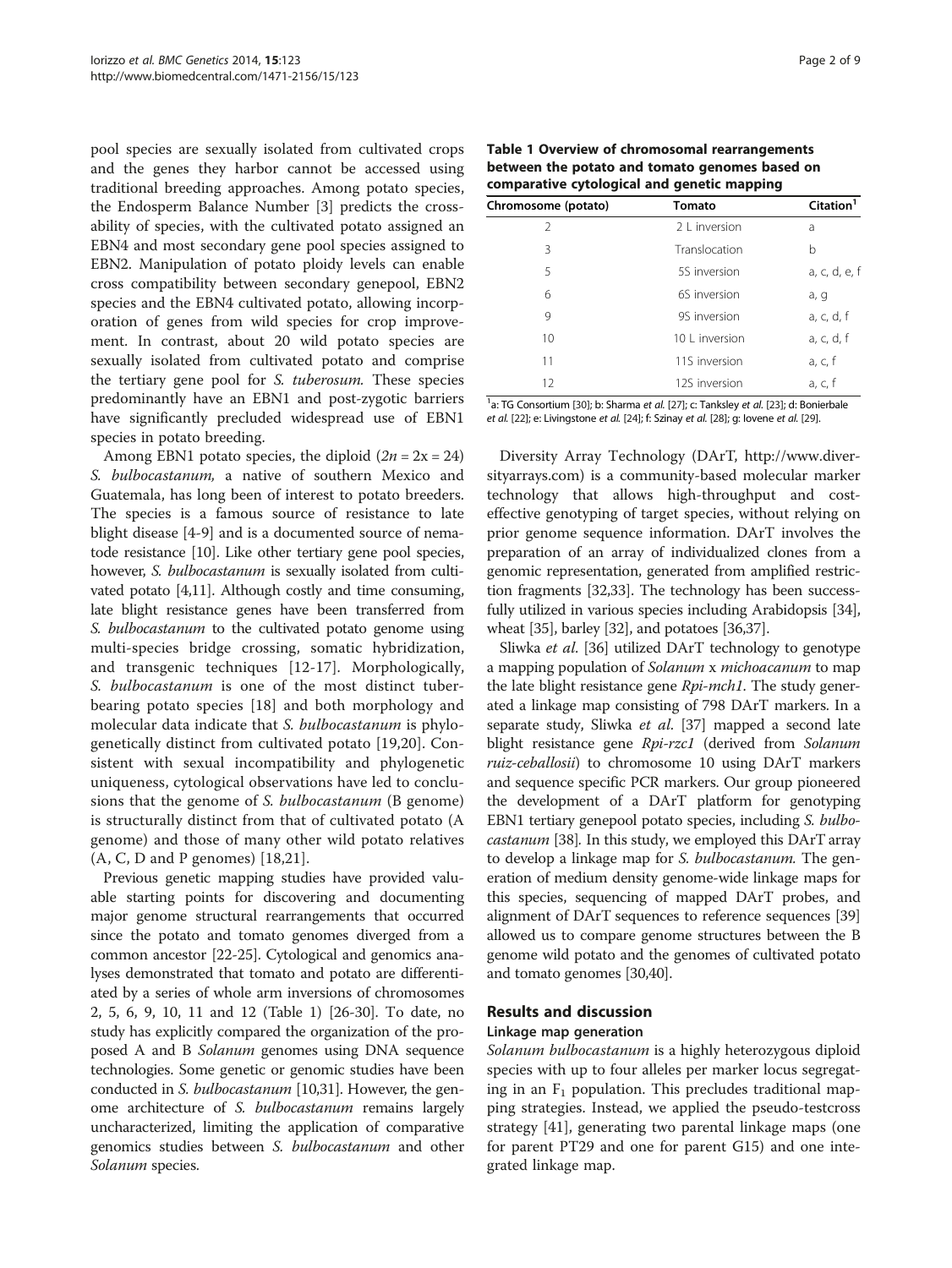pool species are sexually isolated from cultivated crops and the genes they harbor cannot be accessed using traditional breeding approaches. Among potato species, the Endosperm Balance Number [3] predicts the crossability of species, with the cultivated potato assigned an EBN4 and most secondary gene pool species assigned to EBN2. Manipulation of potato ploidy levels can enable cross compatibility between secondary genepool, EBN2 species and the EBN4 cultivated potato, allowing incorporation of genes from wild species for crop improvement. In contrast, about 20 wild potato species are sexually isolated from cultivated potato and comprise the tertiary gene pool for *S. tuberosum.* These species predominantly have an EBN1 and post-zygotic barriers have significantly precluded widespread use of EBN1 species in potato breeding.

Among EBN1 potato species, the diploid ($2n = 2x = 24$) *S. bulbocastanum,* a native of southern Mexico and Guatemala, has long been of interest to potato breeders. The species is a famous source of resistance to late blight disease [4-9] and is a documented source of nematode resistance [10]. Like other tertiary gene pool species, however, *S. bulbocastanum* is sexually isolated from cultivated potato [4,11]. Although costly and time consuming, late blight resistance genes have been transferred from *S. bulbocastanum* to the cultivated potato genome using multi-species bridge crossing, somatic hybridization, and transgenic techniques [12-17]. Morphologically, *S. bulbocastanum* is one of the most distinct tuber-bearing potato species [18] and both morphology and molecular data indicate that *S. bulbocastanum* is phylogenetically distinct from cultivated potato [19,20]. Consistent with sexual incompatibility and phylogenetic uniqueness, cytological observations have led to conclusions that the genome of *S. bulbocastanum* (B genome) is structurally distinct from that of cultivated potato (A genome) and those of many other wild potato relatives (A, C, D and P genomes) [18,21].

Previous genetic mapping studies have provided valuable starting points for discovering and documenting major genome structural rearrangements that occurred since the potato and tomato genomes diverged from a common ancestor [22-25]. Cytological and genomics analyses demonstrated that tomato and potato are differentiated by a series of whole arm inversions of chromosomes 2, 5, 6, 9, 10, 11 and 12 (Table 1) [26-30]. To date, no study has explicitly compared the organization of the proposed A and B *Solanum* genomes using DNA sequence technologies. Some genetic or genomic studies have been conducted in *S. bulbocastanum* [10,31]. However, the genome architecture of *S. bulbocastanum* remains largely uncharacterized, limiting the application of comparative genomics studies between *S. bulbocastanum* and other *Solanum* species.

**Table 1 Overview of chromosomal rearrangements between the potato and tomato genomes based on comparative cytological and genetic mapping**

| Chromosome (potato) | Tomato | Citation[1] |
|---|---|---|
| 2 | 2 L inversion | a |
| 3 | Translocation | b |
| 5 | 5S inversion | a, c, d, e, f |
| 6 | 6S inversion | a, g |
| 9 | 9S inversion | a, c, d, f |
| 10 | 10 L inversion | a, c, d, f |
| 11 | 11S inversion | a, c, f |
| 12 | 12S inversion | a, c, f |

[1]a: TG Consortium [30]; b: Sharma *et al.* [27]; c: Tanksley *et al.* [23]; d: Bonierbale *et al.* [22]; e: Livingstone *et al.* [24]; f: Szinay *et al.* [28]; g: Iovene *et al.* [29].

Diversity Array Technology (DArT, http://www.diversityarrays.com) is a community-based molecular marker technology that allows high-throughput and cost-effective genotyping of target species, without relying on prior genome sequence information. DArT involves the preparation of an array of individualized clones from a genomic representation, generated from amplified restriction fragments [32,33]. The technology has been successfully utilized in various species including Arabidopsis [34], wheat [35], barley [32], and potatoes [36,37].

Sliwka *et al.* [36] utilized DArT technology to genotype a mapping population of *Solanum* x *michoacanum* to map the late blight resistance gene *Rpi-mch1*. The study generated a linkage map consisting of 798 DArT markers. In a separate study, Sliwka *et al.* [37] mapped a second late blight resistance gene *Rpi-rzc1* (derived from *Solanum ruiz-ceballosii*) to chromosome 10 using DArT markers and sequence specific PCR markers. Our group pioneered the development of a DArT platform for genotyping EBN1 tertiary genepool potato species, including *S. bulbocastanum* [38]. In this study, we employed this DArT array to develop a linkage map for *S. bulbocastanum.* The generation of medium density genome-wide linkage maps for this species, sequencing of mapped DArT probes, and alignment of DArT sequences to reference sequences [39] allowed us to compare genome structures between the B genome wild potato and the genomes of cultivated potato and tomato genomes [30,40].

## Results and discussion

### Linkage map generation

*Solanum bulbocastanum* is a highly heterozygous diploid species with up to four alleles per marker locus segregating in an $F_1$ population. This precludes traditional mapping strategies. Instead, we applied the pseudo-testcross strategy [41], generating two parental linkage maps (one for parent PT29 and one for parent G15) and one integrated linkage map.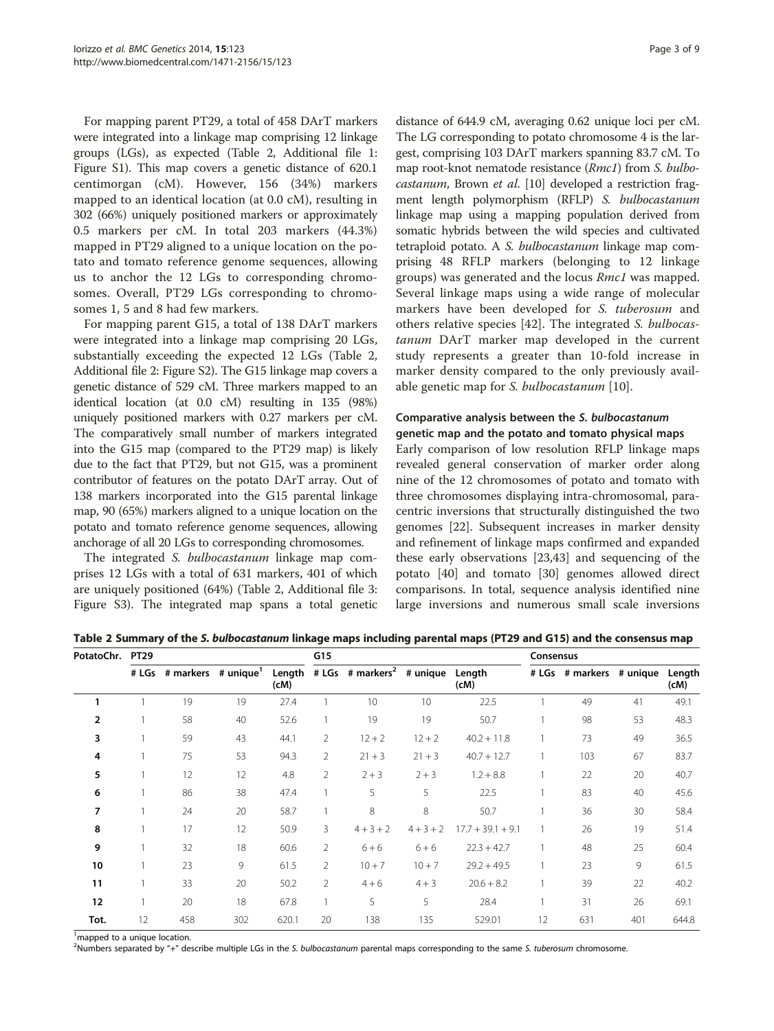For mapping parent PT29, a total of 458 DArT markers were integrated into a linkage map comprising 12 linkage groups (LGs), as expected (Table 2, Additional file 1: Figure S1). This map covers a genetic distance of 620.1 centimorgan (cM). However, 156 (34%) markers mapped to an identical location (at 0.0 cM), resulting in 302 (66%) uniquely positioned markers or approximately 0.5 markers per cM. In total 203 markers (44.3%) mapped in PT29 aligned to a unique location on the potato and tomato reference genome sequences, allowing us to anchor the 12 LGs to corresponding chromosomes. Overall, PT29 LGs corresponding to chromosomes 1, 5 and 8 had few markers.

For mapping parent G15, a total of 138 DArT markers were integrated into a linkage map comprising 20 LGs, substantially exceeding the expected 12 LGs (Table 2, Additional file 2: Figure S2). The G15 linkage map covers a genetic distance of 529 cM. Three markers mapped to an identical location (at 0.0 cM) resulting in 135 (98%) uniquely positioned markers with 0.27 markers per cM. The comparatively small number of markers integrated into the G15 map (compared to the PT29 map) is likely due to the fact that PT29, but not G15, was a prominent contributor of features on the potato DArT array. Out of 138 markers incorporated into the G15 parental linkage map, 90 (65%) markers aligned to a unique location on the potato and tomato reference genome sequences, allowing anchorage of all 20 LGs to corresponding chromosomes.

The integrated *S. bulbocastanum* linkage map comprises 12 LGs with a total of 631 markers, 401 of which are uniquely positioned (64%) (Table 2, Additional file 3: Figure S3). The integrated map spans a total genetic distance of 644.9 cM, averaging 0.62 unique loci per cM. The LG corresponding to potato chromosome 4 is the largest, comprising 103 DArT markers spanning 83.7 cM. To map root-knot nematode resistance (*Rmc1*) from *S. bulbocastanum*, Brown *et al.* [10] developed a restriction fragment length polymorphism (RFLP) *S. bulbocastanum* linkage map using a mapping population derived from somatic hybrids between the wild species and cultivated tetraploid potato. A *S. bulbocastanum* linkage map comprising 48 RFLP markers (belonging to 12 linkage groups) was generated and the locus *Rmc1* was mapped. Several linkage maps using a wide range of molecular markers have been developed for *S. tuberosum* and others relative species [42]. The integrated *S. bulbocastanum* DArT marker map developed in the current study represents a greater than 10-fold increase in marker density compared to the only previously available genetic map for *S. bulbocastanum* [10].

### Comparative analysis between the *S. bulbocastanum* genetic map and the potato and tomato physical maps

Early comparison of low resolution RFLP linkage maps revealed general conservation of marker order along nine of the 12 chromosomes of potato and tomato with three chromosomes displaying intra-chromosomal, paracentric inversions that structurally distinguished the two genomes [22]. Subsequent increases in marker density and refinement of linkage maps confirmed and expanded these early observations [23,43] and sequencing of the potato [40] and tomato [30] genomes allowed direct comparisons. In total, sequence analysis identified nine large inversions and numerous small scale inversions

**Table 2 Summary of the *S. bulbocastanum* linkage maps including parental maps (PT29 and G15) and the consensus map**

| PotatoChr. | PT29 | | | | G15 | | | | Consensus | | | |
|---|---|---|---|---|---|---|---|---|---|---|---|---|
| | # LGs | # markers | # unique[1] | Length (cM) | # LGs | # markers[2] | # unique | Length (cM) | # LGs | # markers | # unique | Length (cM) |
| **1** | 1 | 19 | 19 | 27.4 | 1 | 10 | 10 | 22.5 | 1 | 49 | 41 | 49.1 |
| **2** | 1 | 58 | 40 | 52.6 | 1 | 19 | 19 | 50.7 | 1 | 98 | 53 | 48.3 |
| **3** | 1 | 59 | 43 | 44.1 | 2 | 12 + 2 | 12 + 2 | 40.2 + 11.8 | 1 | 73 | 49 | 36.5 |
| **4** | 1 | 75 | 53 | 94.3 | 2 | 21 + 3 | 21 + 3 | 40.7 + 12.7 | 1 | 103 | 67 | 83.7 |
| **5** | 1 | 12 | 12 | 4.8 | 2 | 2 + 3 | 2 + 3 | 1.2 + 8.8 | 1 | 22 | 20 | 40.7 |
| **6** | 1 | 86 | 38 | 47.4 | 1 | 5 | 5 | 22.5 | 1 | 83 | 40 | 45.6 |
| **7** | 1 | 24 | 20 | 58.7 | 1 | 8 | 8 | 50.7 | 1 | 36 | 30 | 58.4 |
| **8** | 1 | 17 | 12 | 50.9 | 3 | 4 + 3 + 2 | 4 + 3 + 2 | 17.7 + 39.1 + 9.1 | 1 | 26 | 19 | 51.4 |
| **9** | 1 | 32 | 18 | 60.6 | 2 | 6 + 6 | 6 + 6 | 22.3 + 42.7 | 1 | 48 | 25 | 60.4 |
| **10** | 1 | 23 | 9 | 61.5 | 2 | 10 + 7 | 10 + 7 | 29.2 + 49.5 | 1 | 23 | 9 | 61.5 |
| **11** | 1 | 33 | 20 | 50.2 | 2 | 4 + 6 | 4 + 3 | 20.6 + 8.2 | 1 | 39 | 22 | 40.2 |
| **12** | 1 | 20 | 18 | 67.8 | 1 | 5 | 5 | 28.4 | 1 | 31 | 26 | 69.1 |
| **Tot.** | 12 | 458 | 302 | 620.1 | 20 | 138 | 135 | 529.01 | 12 | 631 | 401 | 644.8 |

[1]mapped to a unique location.
[2]Numbers separated by "+" describe multiple LGs in the *S. bulbocastanum* parental maps corresponding to the same *S. tuberosum* chromosome.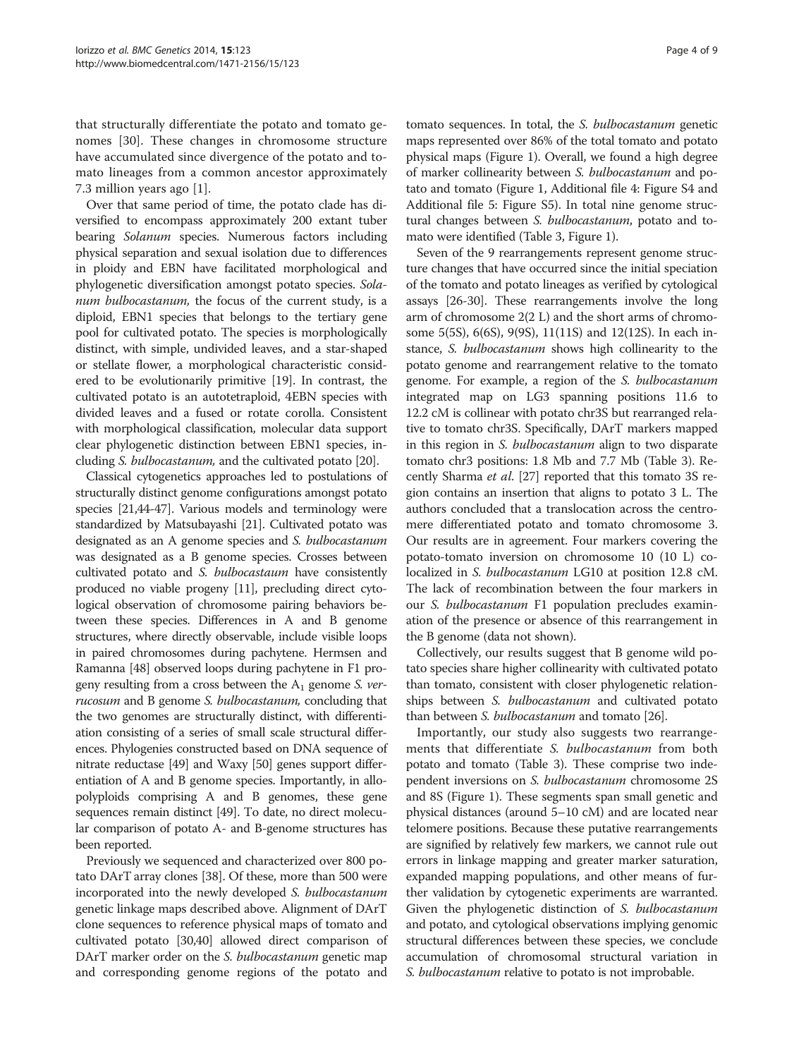that structurally differentiate the potato and tomato genomes [30]. These changes in chromosome structure have accumulated since divergence of the potato and tomato lineages from a common ancestor approximately 7.3 million years ago [1].

Over that same period of time, the potato clade has diversified to encompass approximately 200 extant tuber bearing *Solanum* species. Numerous factors including physical separation and sexual isolation due to differences in ploidy and EBN have facilitated morphological and phylogenetic diversification amongst potato species. *Solanum bulbocastanum,* the focus of the current study, is a diploid, EBN1 species that belongs to the tertiary gene pool for cultivated potato. The species is morphologically distinct, with simple, undivided leaves, and a star-shaped or stellate flower, a morphological characteristic considered to be evolutionarily primitive [19]. In contrast, the cultivated potato is an autotetraploid, 4EBN species with divided leaves and a fused or rotate corolla. Consistent with morphological classification, molecular data support clear phylogenetic distinction between EBN1 species, including *S. bulbocastanum,* and the cultivated potato [20].

Classical cytogenetics approaches led to postulations of structurally distinct genome configurations amongst potato species [21,44-47]. Various models and terminology were standardized by Matsubayashi [21]. Cultivated potato was designated as an A genome species and *S. bulbocastanum* was designated as a B genome species. Crosses between cultivated potato and *S. bulbocastaum* have consistently produced no viable progeny [11], precluding direct cytological observation of chromosome pairing behaviors between these species. Differences in A and B genome structures, where directly observable, include visible loops in paired chromosomes during pachytene. Hermsen and Ramanna [48] observed loops during pachytene in F1 progeny resulting from a cross between the $A_1$ genome *S. verrucosum* and B genome *S. bulbocastanum,* concluding that the two genomes are structurally distinct, with differentiation consisting of a series of small scale structural differences. Phylogenies constructed based on DNA sequence of nitrate reductase [49] and Waxy [50] genes support differentiation of A and B genome species. Importantly, in allopolyploids comprising A and B genomes, these gene sequences remain distinct [49]. To date, no direct molecular comparison of potato A- and B-genome structures has been reported.

Previously we sequenced and characterized over 800 potato DArT array clones [38]. Of these, more than 500 were incorporated into the newly developed *S. bulbocastanum* genetic linkage maps described above. Alignment of DArT clone sequences to reference physical maps of tomato and cultivated potato [30,40] allowed direct comparison of DArT marker order on the *S. bulbocastanum* genetic map and corresponding genome regions of the potato and tomato sequences. In total, the *S. bulbocastanum* genetic maps represented over 86% of the total tomato and potato physical maps (Figure 1). Overall, we found a high degree of marker collinearity between *S. bulbocastanum* and potato and tomato (Figure 1, Additional file 4: Figure S4 and Additional file 5: Figure S5). In total nine genome structural changes between *S. bulbocastanum*, potato and tomato were identified (Table 3, Figure 1).

Seven of the 9 rearrangements represent genome structure changes that have occurred since the initial speciation of the tomato and potato lineages as verified by cytological assays [26-30]. These rearrangements involve the long arm of chromosome 2(2 L) and the short arms of chromosome 5(5S), 6(6S), 9(9S), 11(11S) and 12(12S). In each instance, *S. bulbocastanum* shows high collinearity to the potato genome and rearrangement relative to the tomato genome. For example, a region of the *S. bulbocastanum* integrated map on LG3 spanning positions 11.6 to 12.2 cM is collinear with potato chr3S but rearranged relative to tomato chr3S. Specifically, DArT markers mapped in this region in *S. bulbocastanum* align to two disparate tomato chr3 positions: 1.8 Mb and 7.7 Mb (Table 3). Recently Sharma *et al*. [27] reported that this tomato 3S region contains an insertion that aligns to potato 3 L. The authors concluded that a translocation across the centromere differentiated potato and tomato chromosome 3. Our results are in agreement. Four markers covering the potato-tomato inversion on chromosome 10 (10 L) colocalized in *S. bulbocastanum* LG10 at position 12.8 cM. The lack of recombination between the four markers in our *S. bulbocastanum* F1 population precludes examination of the presence or absence of this rearrangement in the B genome (data not shown).

Collectively, our results suggest that B genome wild potato species share higher collinearity with cultivated potato than tomato, consistent with closer phylogenetic relationships between *S. bulbocastanum* and cultivated potato than between *S. bulbocastanum* and tomato [26].

Importantly, our study also suggests two rearrangements that differentiate *S. bulbocastanum* from both potato and tomato (Table 3). These comprise two independent inversions on *S. bulbocastanum* chromosome 2S and 8S (Figure 1). These segments span small genetic and physical distances (around 5–10 cM) and are located near telomere positions. Because these putative rearrangements are signified by relatively few markers, we cannot rule out errors in linkage mapping and greater marker saturation, expanded mapping populations, and other means of further validation by cytogenetic experiments are warranted. Given the phylogenetic distinction of *S. bulbocastanum* and potato, and cytological observations implying genomic structural differences between these species, we conclude accumulation of chromosomal structural variation in *S. bulbocastanum* relative to potato is not improbable.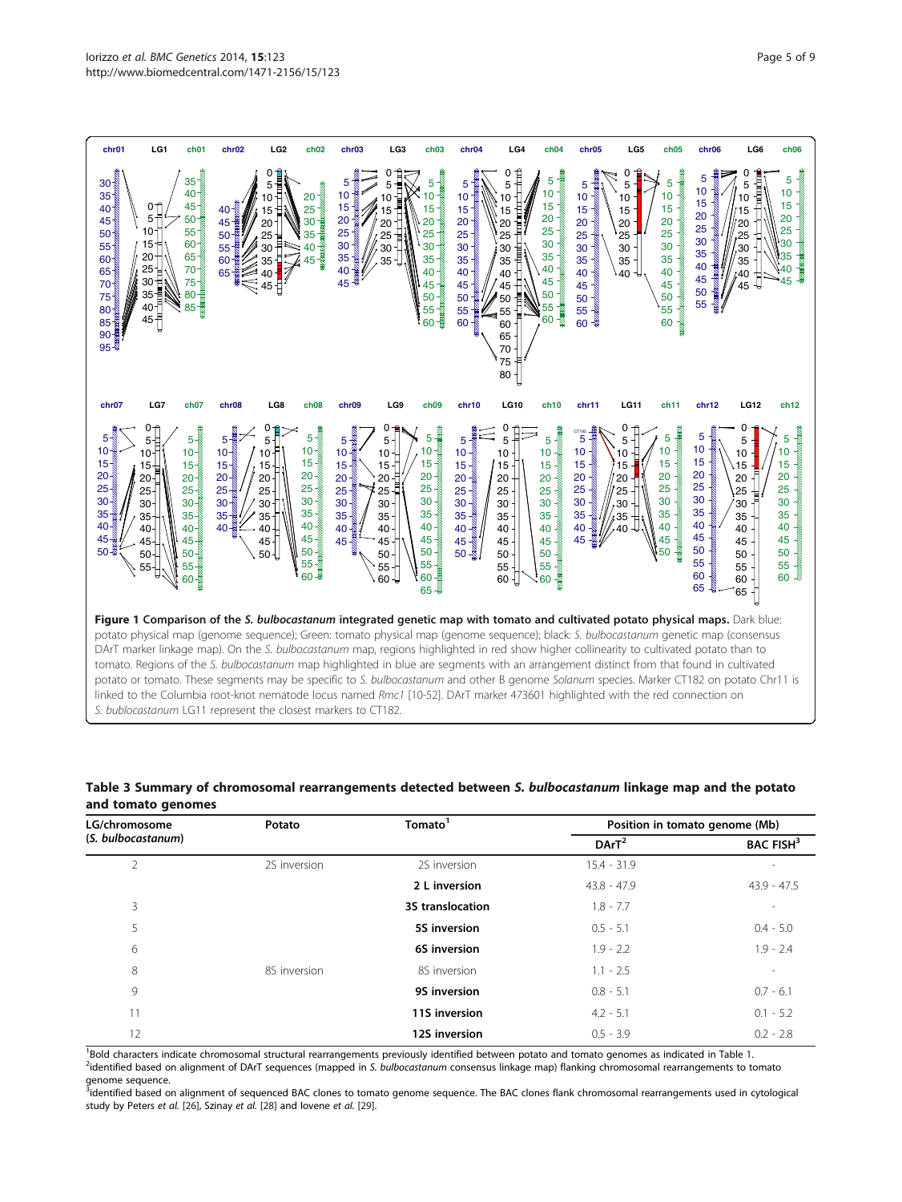**Figure 1 Comparison of the *S. bulbocastanum* integrated genetic map with tomato and cultivated potato physical maps.** Dark blue: potato physical map (genome sequence); Green: tomato physical map (genome sequence); black: *S. bulbocastanum* genetic map (consensus DArT marker linkage map). On the *S. bulbocastanum* map, regions highlighted in red show higher collinearity to cultivated potato than to tomato. Regions of the *S. bulbocastanum* map highlighted in blue are segments with an arrangement distinct from that found in cultivated potato or tomato. These segments may be specific to *S. bulbocastanum* and other B genome *Solanum* species. Marker CT182 on potato Chr11 is linked to the Columbia root-knot nematode locus named *Rmc1* [10-52]. DArT marker 473601 highlighted with the red connection on *S. bublocastanum* LG11 represent the closest markers to CT182.

**Table 3 Summary of chromosomal rearrangements detected between *S. bulbocastanum* linkage map and the potato and tomato genomes**

| LG/chromosome (*S. bulbocastanum*) | Potato | Tomato[1] | Position in tomato genome (Mb) | |
|---|---|---|---|---|
| | | | DArT[2] | BAC FISH[3] |
| 2 | 2S inversion | 2S inversion | 15.4 - 31.9 | - |
| | | **2 L inversion** | 43.8 - 47.9 | 43.9 - 47.5 |
| 3 | | **3S translocation** | 1.8 - 7.7 | - |
| 5 | | **5S inversion** | 0.5 - 5.1 | 0.4 - 5.0 |
| 6 | | **6S inversion** | 1.9 - 2.2 | 1.9 - 2.4 |
| 8 | 8S inversion | 8S inversion | 1.1 - 2.5 | - |
| 9 | | **9S inversion** | 0.8 - 5.1 | 0.7 - 6.1 |
| 11 | | **11S inversion** | 4.2 - 5.1 | 0.1 - 5.2 |
| 12 | | **12S inversion** | 0.5 - 3.9 | 0.2 - 2.8 |

[1]Bold characters indicate chromosomal structural rearrangements previously identified between potato and tomato genomes as indicated in Table 1.
[2]identified based on alignment of DArT sequences (mapped in *S. bulbocastanum* consensus linkage map) flanking chromosomal rearrangements to tomato genome sequence.
[3]identified based on alignment of sequenced BAC clones to tomato genome sequence. The BAC clones flank chromosomal rearrangements used in cytological study by Peters *et al.* [26], Szinay *et al.* [28] and Iovene *et al.* [29].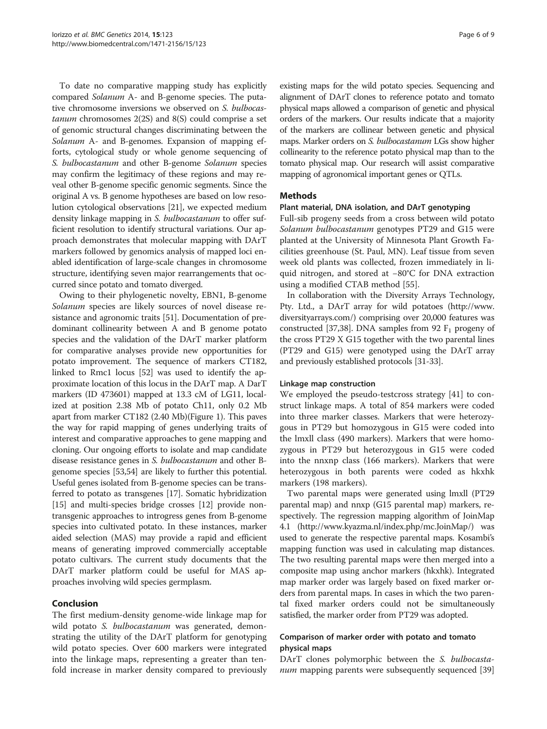To date no comparative mapping study has explicitly compared *Solanum* A- and B-genome species. The putative chromosome inversions we observed on *S. bulbocastanum* chromosomes 2(2S) and 8(S) could comprise a set of genomic structural changes discriminating between the *Solanum* A- and B-genomes. Expansion of mapping efforts, cytological study or whole genome sequencing of *S. bulbocastanum* and other B-genome *Solanum* species may confirm the legitimacy of these regions and may reveal other B-genome specific genomic segments. Since the original A vs. B genome hypotheses are based on low resolution cytological observations [21], we expected medium density linkage mapping in *S. bulbocastanum* to offer sufficient resolution to identify structural variations. Our approach demonstrates that molecular mapping with DArT markers followed by genomics analysis of mapped loci enabled identification of large-scale changes in chromosome structure, identifying seven major rearrangements that occurred since potato and tomato diverged.

Owing to their phylogenetic novelty, EBN1, B-genome *Solanum* species are likely sources of novel disease resistance and agronomic traits [51]. Documentation of predominant collinearity between A and B genome potato species and the validation of the DArT marker platform for comparative analyses provide new opportunities for potato improvement. The sequence of markers CT182, linked to Rmc1 locus [52] was used to identify the approximate location of this locus in the DArT map. A DarT markers (ID 473601) mapped at 13.3 cM of LG11, localized at position 2.38 Mb of potato Ch11, only 0.2 Mb apart from marker CT182 (2.40 Mb)(Figure 1). This paves the way for rapid mapping of genes underlying traits of interest and comparative approaches to gene mapping and cloning. Our ongoing efforts to isolate and map candidate disease resistance genes in *S. bulbocastanum* and other B-genome species [53,54] are likely to further this potential. Useful genes isolated from B-genome species can be transferred to potato as transgenes [17]. Somatic hybridization [15] and multi-species bridge crosses [12] provide non-transgenic approaches to introgress genes from B-genome species into cultivated potato. In these instances, marker aided selection (MAS) may provide a rapid and efficient means of generating improved commercially acceptable potato cultivars. The current study documents that the DArT marker platform could be useful for MAS approaches involving wild species germplasm.

## Conclusion

The first medium-density genome-wide linkage map for wild potato *S. bulbocastanum* was generated, demonstrating the utility of the DArT platform for genotyping wild potato species. Over 600 markers were integrated into the linkage maps, representing a greater than ten-fold increase in marker density compared to previously existing maps for the wild potato species. Sequencing and alignment of DArT clones to reference potato and tomato physical maps allowed a comparison of genetic and physical orders of the markers. Our results indicate that a majority of the markers are collinear between genetic and physical maps. Marker orders on *S. bulbocastanum* LGs show higher collinearity to the reference potato physical map than to the tomato physical map. Our research will assist comparative mapping of agronomical important genes or QTLs.

## Methods

### Plant material, DNA isolation, and DArT genotyping

Full-sib progeny seeds from a cross between wild potato *Solanum bulbocastanum* genotypes PT29 and G15 were planted at the University of Minnesota Plant Growth Facilities greenhouse (St. Paul, MN). Leaf tissue from seven week old plants was collected, frozen immediately in liquid nitrogen, and stored at −80°C for DNA extraction using a modified CTAB method [55].

In collaboration with the Diversity Arrays Technology, Pty. Ltd., a DArT array for wild potatoes (http://www.diversityarrays.com/) comprising over 20,000 features was constructed [37,38]. DNA samples from 92 $F_1$ progeny of the cross PT29 X G15 together with the two parental lines (PT29 and G15) were genotyped using the DArT array and previously established protocols [31-33].

### Linkage map construction

We employed the pseudo-testcross strategy [41] to construct linkage maps. A total of 854 markers were coded into three marker classes. Markers that were heterozygous in PT29 but homozygous in G15 were coded into the lmxll class (490 markers). Markers that were homozygous in PT29 but heterozygous in G15 were coded into the nnxnp class (166 markers). Markers that were heterozygous in both parents were coded as hkxhk markers (198 markers).

Two parental maps were generated using lmxll (PT29 parental map) and nnxp (G15 parental map) markers, respectively. The regression mapping algorithm of JoinMap 4.1 (http://www.kyazma.nl/index.php/mc.JoinMap/) was used to generate the respective parental maps. Kosambi's mapping function was used in calculating map distances. The two resulting parental maps were then merged into a composite map using anchor markers (hkxhk). Integrated map marker order was largely based on fixed marker orders from parental maps. In cases in which the two parental fixed marker orders could not be simultaneously satisfied, the marker order from PT29 was adopted.

### Comparison of marker order with potato and tomato physical maps

DArT clones polymorphic between the *S. bulbocastanum* mapping parents were subsequently sequenced [39]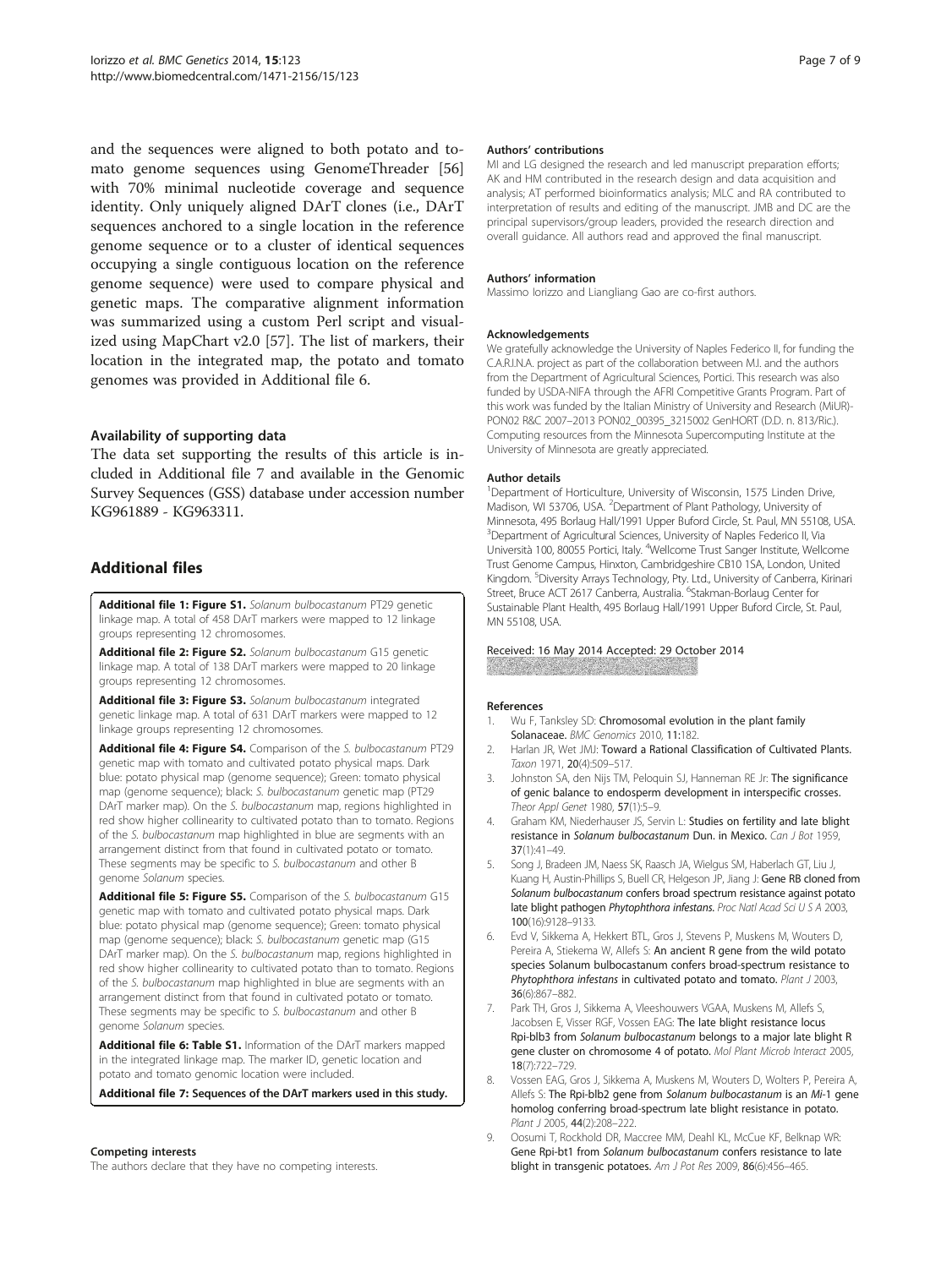and the sequences were aligned to both potato and tomato genome sequences using GenomeThreader [56] with 70% minimal nucleotide coverage and sequence identity. Only uniquely aligned DArT clones (i.e., DArT sequences anchored to a single location in the reference genome sequence or to a cluster of identical sequences occupying a single contiguous location on the reference genome sequence) were used to compare physical and genetic maps. The comparative alignment information was summarized using a custom Perl script and visualized using MapChart v2.0 [57]. The list of markers, their location in the integrated map, the potato and tomato genomes was provided in Additional file 6.

### Availability of supporting data

The data set supporting the results of this article is included in Additional file 7 and available in the Genomic Survey Sequences (GSS) database under accession number KG961889 - KG963311.

## Additional files

**Additional file 1: Figure S1.** *Solanum bulbocastanum* PT29 genetic linkage map. A total of 458 DArT markers were mapped to 12 linkage groups representing 12 chromosomes.

**Additional file 2: Figure S2.** *Solanum bulbocastanum* G15 genetic linkage map. A total of 138 DArT markers were mapped to 20 linkage groups representing 12 chromosomes.

**Additional file 3: Figure S3.** *Solanum bulbocastanum* integrated genetic linkage map. A total of 631 DArT markers were mapped to 12 linkage groups representing 12 chromosomes.

**Additional file 4: Figure S4.** Comparison of the *S. bulbocastanum* PT29 genetic map with tomato and cultivated potato physical maps. Dark blue: potato physical map (genome sequence); Green: tomato physical map (genome sequence); black: *S. bulbocastanum* genetic map (PT29 DArT marker map). On the *S. bulbocastanum* map, regions highlighted in red show higher collinearity to cultivated potato than to tomato. Regions of the *S. bulbocastanum* map highlighted in blue are segments with an arrangement distinct from that found in cultivated potato or tomato. These segments may be specific to *S. bulbocastanum* and other B genome *Solanum* species.

**Additional file 5: Figure S5.** Comparison of the *S. bulbocastanum* G15 genetic map with tomato and cultivated potato physical maps. Dark blue: potato physical map (genome sequence); Green: tomato physical map (genome sequence); black: *S. bulbocastanum* genetic map (G15 DArT marker map). On the *S. bulbocastanum* map, regions highlighted in red show higher collinearity to cultivated potato than to tomato. Regions of the *S. bulbocastanum* map highlighted in blue are segments with an arrangement distinct from that found in cultivated potato or tomato. These segments may be specific to *S. bulbocastanum* and other B genome *Solanum* species.

**Additional file 6: Table S1.** Information of the DArT markers mapped in the integrated linkage map. The marker ID, genetic location and potato and tomato genomic location were included.

**Additional file 7: Sequences of the DArT markers used in this study.**

#### Competing interests
The authors declare that they have no competing interests.

#### Authors' contributions
MI and LG designed the research and led manuscript preparation efforts; AK and HM contributed in the research design and data acquisition and analysis; AT performed bioinformatics analysis; MLC and RA contributed to interpretation of results and editing of the manuscript. JMB and DC are the principal supervisors/group leaders, provided the research direction and overall guidance. All authors read and approved the final manuscript.

#### Authors' information
Massimo Iorizzo and Liangliang Gao are co-first authors.

#### Acknowledgements
We gratefully acknowledge the University of Naples Federico II, for funding the C.A.R.I.N.A. project as part of the collaboration between M.I. and the authors from the Department of Agricultural Sciences, Portici. This research was also funded by USDA-NIFA through the AFRI Competitive Grants Program. Part of this work was funded by the Italian Ministry of University and Research (MiUR)-PON02 R&C 2007–2013 PON02_00395_3215002 GenHORT (D.D. n. 813/Ric.). Computing resources from the Minnesota Supercomputing Institute at the University of Minnesota are greatly appreciated.

#### Author details
[1]Department of Horticulture, University of Wisconsin, 1575 Linden Drive, Madison, WI 53706, USA. [2]Department of Plant Pathology, University of Minnesota, 495 Borlaug Hall/1991 Upper Buford Circle, St. Paul, MN 55108, USA. [3]Department of Agricultural Sciences, University of Naples Federico II, Via Università 100, 80055 Portici, Italy. [4]Wellcome Trust Sanger Institute, Wellcome Trust Genome Campus, Hinxton, Cambridgeshire CB10 1SA, London, United Kingdom. [5]Diversity Arrays Technology, Pty. Ltd., University of Canberra, Kirinari Street, Bruce ACT 2617 Canberra, Australia. [6]Stakman-Borlaug Center for Sustainable Plant Health, 495 Borlaug Hall/1991 Upper Buford Circle, St. Paul, MN 55108, USA.

Received: 16 May 2014 Accepted: 29 October 2014

#### References
1. Wu F, Tanksley SD: **Chromosomal evolution in the plant family Solanaceae.** *BMC Genomics* 2010, **11**:182.
2. Harlan JR, Wet JMJ: **Toward a Rational Classification of Cultivated Plants.** *Taxon* 1971, **20**(4):509–517.
3. Johnston SA, den Nijs TM, Peloquin SJ, Hanneman RE Jr: **The significance of genic balance to endosperm development in interspecific crosses.** *Theor Appl Genet* 1980, **57**(1):5–9.
4. Graham KM, Niederhauser JS, Servin L: **Studies on fertility and late blight resistance in *Solanum bulbocastanum* Dun. in Mexico.** *Can J Bot* 1959, **37**(1):41–49.
5. Song J, Bradeen JM, Naess SK, Raasch JA, Wielgus SM, Haberlach GT, Liu J, Kuang H, Austin-Phillips S, Buell CR, Helgeson JP, Jiang J: **Gene RB cloned from *Solanum bulbocastanum* confers broad spectrum resistance against potato late blight pathogen *Phytophthora infestans*.** *Proc Natl Acad Sci U S A* 2003, **100**(16):9128–9133.
6. Evd V, Sikkema A, Hekkert BTL, Gros J, Stevens P, Muskens M, Wouters D, Pereira A, Stiekema W, Allefs S: **An ancient R gene from the wild potato species Solanum bulbocastanum confers broad-spectrum resistance to *Phytophthora infestans* in cultivated potato and tomato.** *Plant J* 2003, **36**(6):867–882.
7. Park TH, Gros J, Sikkema A, Vleeshouwers VGAA, Muskens M, Allefs S, Jacobsen E, Visser RGF, Vossen EAG: **The late blight resistance locus Rpi-blb3 from *Solanum bulbocastanum* belongs to a major late blight R gene cluster on chromosome 4 of potato.** *Mol Plant Microb Interact* 2005, **18**(7):722–729.
8. Vossen EAG, Gros J, Sikkema A, Muskens M, Wouters D, Wolters P, Pereira A, Allefs S: **The Rpi-blb2 gene from *Solanum bulbocastanum* is an *Mi*-1 gene homolog conferring broad-spectrum late blight resistance in potato.** *Plant J* 2005, **44**(2):208–222.
9. Oosumi T, Rockhold DR, Maccree MM, Deahl KL, McCue KF, Belknap WR: **Gene Rpi-bt1 from *Solanum bulbocastanum* confers resistance to late blight in transgenic potatoes.** *Am J Pot Res* 2009, **86**(6):456–465.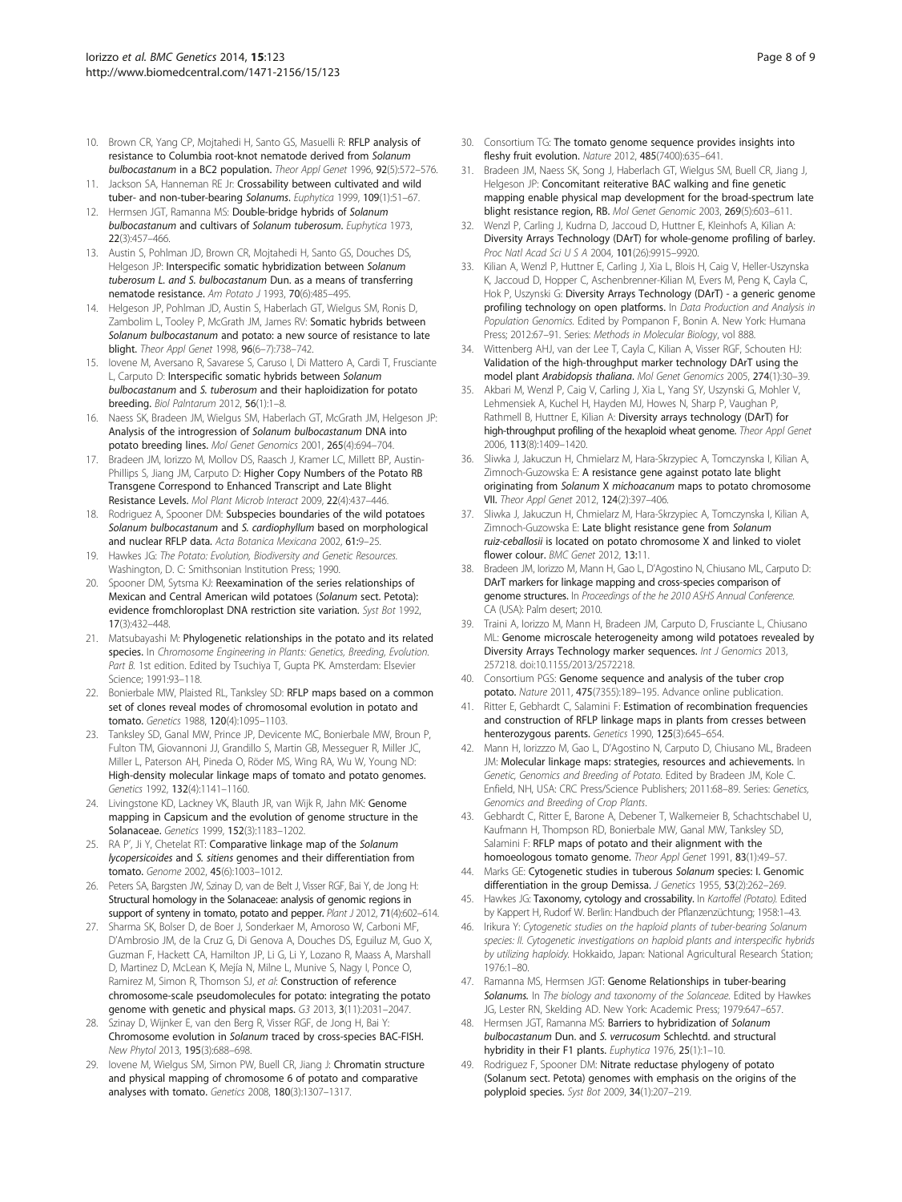10. Brown CR, Yang CP, Mojtahedi H, Santo GS, Masuelli R: **RFLP analysis of resistance to Columbia root-knot nematode derived from *Solanum bulbocastanum* in a BC2 population.** *Theor Appl Genet* 1996, **92**(5):572–576.
11. Jackson SA, Hanneman RE Jr: **Crossability between cultivated and wild tuber- and non-tuber-bearing *Solanums*.** *Euphytica* 1999, **109**(1):51–67.
12. Hermsen JGT, Ramanna MS: **Double-bridge hybrids of *Solanum bulbocastanum* and cultivars of *Solanum tuberosum*.** *Euphytica* 1973, **22**(3):457–466.
13. Austin S, Pohlman JD, Brown CR, Mojtahedi H, Santo GS, Douches DS, Helgeson JP: **Interspecific somatic hybridization between *Solanum tuberosum L.* and *S. bulbocastanum* Dun. as a means of transferring nematode resistance.** *Am Potato J* 1993, **70**(6):485–495.
14. Helgeson JP, Pohlman JD, Austin S, Haberlach GT, Wielgus SM, Ronis D, Zambolim L, Tooley P, McGrath JM, James RV: **Somatic hybrids between *Solanum bulbocastanum* and potato: a new source of resistance to late blight.** *Theor Appl Genet* 1998, **96**(6–7):738–742.
15. Iovene M, Aversano R, Savarese S, Caruso I, Di Mattero A, Cardi T, Frusciante L, Carputo D: **Interspecific somatic hybrids between *Solanum bulbocastanum* and *S. tuberosum* and their haploidization for potato breeding.** *Biol Palntarum* 2012, **56**(1):1–8.
16. Naess SK, Bradeen JM, Wielgus SM, Haberlach GT, McGrath JM, Helgeson JP: **Analysis of the introgression of *Solanum bulbocastanum* DNA into potato breeding lines.** *Mol Genet Genomics* 2001, **265**(4):694–704.
17. Bradeen JM, Iorizzo M, Mollov DS, Raasch J, Kramer LC, Millett BP, Austin-Phillips S, Jiang JM, Carputo D: **Higher Copy Numbers of the Potato RB Transgene Correspond to Enhanced Transcript and Late Blight Resistance Levels.** *Mol Plant Microb Interact* 2009, **22**(4):437–446.
18. Rodriguez A, Spooner DM: **Subspecies boundaries of the wild potatoes *Solanum bulbocastanum* and *S. cardiophyllum* based on morphological and nuclear RFLP data.** *Acta Botanica Mexicana* 2002, **61**:9–25.
19. Hawkes JG: *The Potato: Evolution, Biodiversity and Genetic Resources.* Washington, D. C: Smithsonian Institution Press; 1990.
20. Spooner DM, Sytsma KJ: **Reexamination of the series relationships of Mexican and Central American wild potatoes (*Solanum* sect. Petota): evidence fromchloroplast DNA restriction site variation.** *Syst Bot* 1992, **17**(3):432–448.
21. Matsubayashi M: **Phylogenetic relationships in the potato and its related species.** In *Chromosome Engineering in Plants: Genetics, Breeding, Evolution. Part B.* 1st edition. Edited by Tsuchiya T, Gupta PK. Amsterdam: Elsevier Science; 1991:93–118.
22. Bonierbale MW, Plaisted RL, Tanksley SD: **RFLP maps based on a common set of clones reveal modes of chromosomal evolution in potato and tomato.** *Genetics* 1988, **120**(4):1095–1103.
23. Tanksley SD, Ganal MW, Prince JP, Devicente MC, Bonierbale MW, Broun P, Fulton TM, Giovannoni JJ, Grandillo S, Martin GB, Messeguer R, Miller JC, Miller L, Paterson AH, Pineda O, Röder MS, Wing RA, Wu W, Young ND: **High-density molecular linkage maps of tomato and potato genomes.** *Genetics* 1992, **132**(4):1141–1160.
24. Livingstone KD, Lackney VK, Blauth JR, van Wijk R, Jahn MK: **Genome mapping in Capsicum and the evolution of genome structure in the Solanaceae.** *Genetics* 1999, **152**(3):1183–1202.
25. RA P', Ji Y, Chetelat RT: **Comparative linkage map of the *Solanum lycopersicoides* and *S. sitiens* genomes and their differentiation from tomato.** *Genome* 2002, **45**(6):1003–1012.
26. Peters SA, Bargsten JW, Szinay D, van de Belt J, Visser RGF, Bai Y, de Jong H: **Structural homology in the Solanaceae: analysis of genomic regions in support of synteny in tomato, potato and pepper.** *Plant J* 2012, **71**(4):602–614.
27. Sharma SK, Bolser D, de Boer J, Sonderkaer M, Amoroso W, Carboni MF, D'Ambrosio JM, de la Cruz G, Di Genova A, Douches DS, Eguiluz M, Guo X, Guzman F, Hackett CA, Hamilton JP, Li G, Li Y, Lozano R, Maass A, Marshall D, Martinez D, McLean K, Mejía N, Milne L, Munive S, Nagy I, Ponce O, Ramirez M, Simon R, Thomson SJ, *et al*: **Construction of reference chromosome-scale pseudomolecules for potato: integrating the potato genome with genetic and physical maps.** *G3* 2013, **3**(11):2031–2047.
28. Szinay D, Wijnker E, van den Berg R, Visser RGF, de Jong H, Bai Y: **Chromosome evolution in *Solanum* traced by cross-species BAC-FISH.** *New Phytol* 2013, **195**(3):688–698.
29. Iovene M, Wielgus SM, Simon PW, Buell CR, Jiang J: **Chromatin structure and physical mapping of chromosome 6 of potato and comparative analyses with tomato.** *Genetics* 2008, **180**(3):1307–1317.
30. Consortium TG: **The tomato genome sequence provides insights into fleshy fruit evolution.** *Nature* 2012, **485**(7400):635–641.
31. Bradeen JM, Naess SK, Song J, Haberlach GT, Wielgus SM, Buell CR, Jiang J, Helgeson JP: **Concomitant reiterative BAC walking and fine genetic mapping enable physical map development for the broad-spectrum late blight resistance region, RB.** *Mol Genet Genomic* 2003, **269**(5):603–611.
32. Wenzl P, Carling J, Kudrna D, Jaccoud D, Huttner E, Kleinhofs A, Kilian A: **Diversity Arrays Technology (DArT) for whole-genome profiling of barley.** *Proc Natl Acad Sci U S A* 2004, **101**(26):9915–9920.
33. Kilian A, Wenzl P, Huttner E, Carling J, Xia L, Blois H, Caig V, Heller-Uszynska K, Jaccoud D, Hopper C, Aschenbrenner-Kilian M, Evers M, Peng K, Cayla C, Hok P, Uszynski G: **Diversity Arrays Technology (DArT) - a generic genome profiling technology on open platforms.** In *Data Production and Analysis in Population Genomics.* Edited by Pompanon F, Bonin A. New York: Humana Press; 2012:67–91. Series: *Methods in Molecular Biology*, vol 888.
34. Wittenberg AHJ, van der Lee T, Cayla C, Kilian A, Visser RGF, Schouten HJ: **Validation of the high-throughput marker technology DArT using the model plant *Arabidopsis thaliana*.** *Mol Genet Genomics* 2005, **274**(1):30–39.
35. Akbari M, Wenzl P, Caig V, Carling J, Xia L, Yang SY, Uszynski G, Mohler V, Lehmensiek A, Kuchel H, Hayden MJ, Howes N, Sharp P, Vaughan P, Rathmell B, Huttner E, Kilian A: **Diversity arrays technology (DArT) for high-throughput profiling of the hexaploid wheat genome.** *Theor Appl Genet* 2006, **113**(8):1409–1420.
36. Sliwka J, Jakuczun H, Chmielarz M, Hara-Skrzypiec A, Tomczynska I, Kilian A, Zimnoch-Guzowska E: **A resistance gene against potato late blight originating from *Solanum* X *michoacanum* maps to potato chromosome VII.** *Theor Appl Genet* 2012, **124**(2):397–406.
37. Sliwka J, Jakuczun H, Chmielarz M, Hara-Skrzypiec A, Tomczynska I, Kilian A, Zimnoch-Guzowska E: **Late blight resistance gene from *Solanum ruiz-ceballosii* is located on potato chromosome X and linked to violet flower colour.** *BMC Genet* 2012, **13**:11.
38. Bradeen JM, Iorizzo M, Mann H, Gao L, D'Agostino N, Chiusano ML, Carputo D: **DArT markers for linkage mapping and cross-species comparison of genome structures.** In *Proceedings of the he 2010 ASHS Annual Conference.* CA (USA): Palm desert; 2010.
39. Traini A, Iorizzo M, Mann H, Bradeen JM, Carputo D, Frusciante L, Chiusano ML: **Genome microscale heterogeneity among wild potatoes revealed by Diversity Arrays Technology marker sequences.** *Int J Genomics* 2013, 257218. doi:10.1155/2013/2572218.
40. Consortium PGS: **Genome sequence and analysis of the tuber crop potato.** *Nature* 2011, **475**(7355):189–195. Advance online publication.
41. Ritter E, Gebhardt C, Salamini F: **Estimation of recombination frequencies and construction of RFLP linkage maps in plants from cresses between henterozygous parents.** *Genetics* 1990, **125**(3):645–654.
42. Mann H, Iorizzzo M, Gao L, D'Agostino N, Carputo D, Chiusano ML, Bradeen JM: **Molecular linkage maps: strategies, resources and achievements.** In *Genetic, Genomics and Breeding of Potato.* Edited by Bradeen JM, Kole C. Enfield, NH, USA: CRC Press/Science Publishers; 2011:68–89. Series: *Genetics, Genomics and Breeding of Crop Plants*.
43. Gebhardt C, Ritter E, Barone A, Debener T, Walkemeier B, Schachtschabel U, Kaufmann H, Thompson RD, Bonierbale MW, Ganal MW, Tanksley SD, Salamini F: **RFLP maps of potato and their alignment with the homoeologous tomato genome.** *Theor Appl Genet* 1991, **83**(1):49–57.
44. Marks GE: **Cytogenetic studies in tuberous *Solanum* species: I. Genomic differentiation in the group Demissa.** *J Genetics* 1955, **53**(2):262–269.
45. Hawkes JG: **Taxonomy, cytology and crossability.** In *Kartoffel (Potato).* Edited by Kappert H, Rudorf W. Berlin: Handbuch der Pflanzenzüchtung; 1958:1–43.
46. Irikura Y: *Cytogenetic studies on the haploid plants of tuber-bearing Solanum species: II. Cytogenetic investigations on haploid plants and interspecific hybrids by utilizing haploidy.* Hokkaido, Japan: National Agricultural Research Station; 1976:1–80.
47. Ramanna MS, Hermsen JGT: **Genome Relationships in tuber-bearing *Solanums*.** In *The biology and taxonomy of the Solanceae.* Edited by Hawkes JG, Lester RN, Skelding AD. New York: Academic Press; 1979:647–657.
48. Hermsen JGT, Ramanna MS: **Barriers to hybridization of *Solanum bulbocastanum* Dun. and *S. verrucosum* Schlechtd. and structural hybridity in their F1 plants.** *Euphytica* 1976, **25**(1):1–10.
49. Rodriguez F, Spooner DM: **Nitrate reductase phylogeny of potato (Solanum sect. Petota) genomes with emphasis on the origins of the polyploid species.** *Syst Bot* 2009, **34**(1):207–219.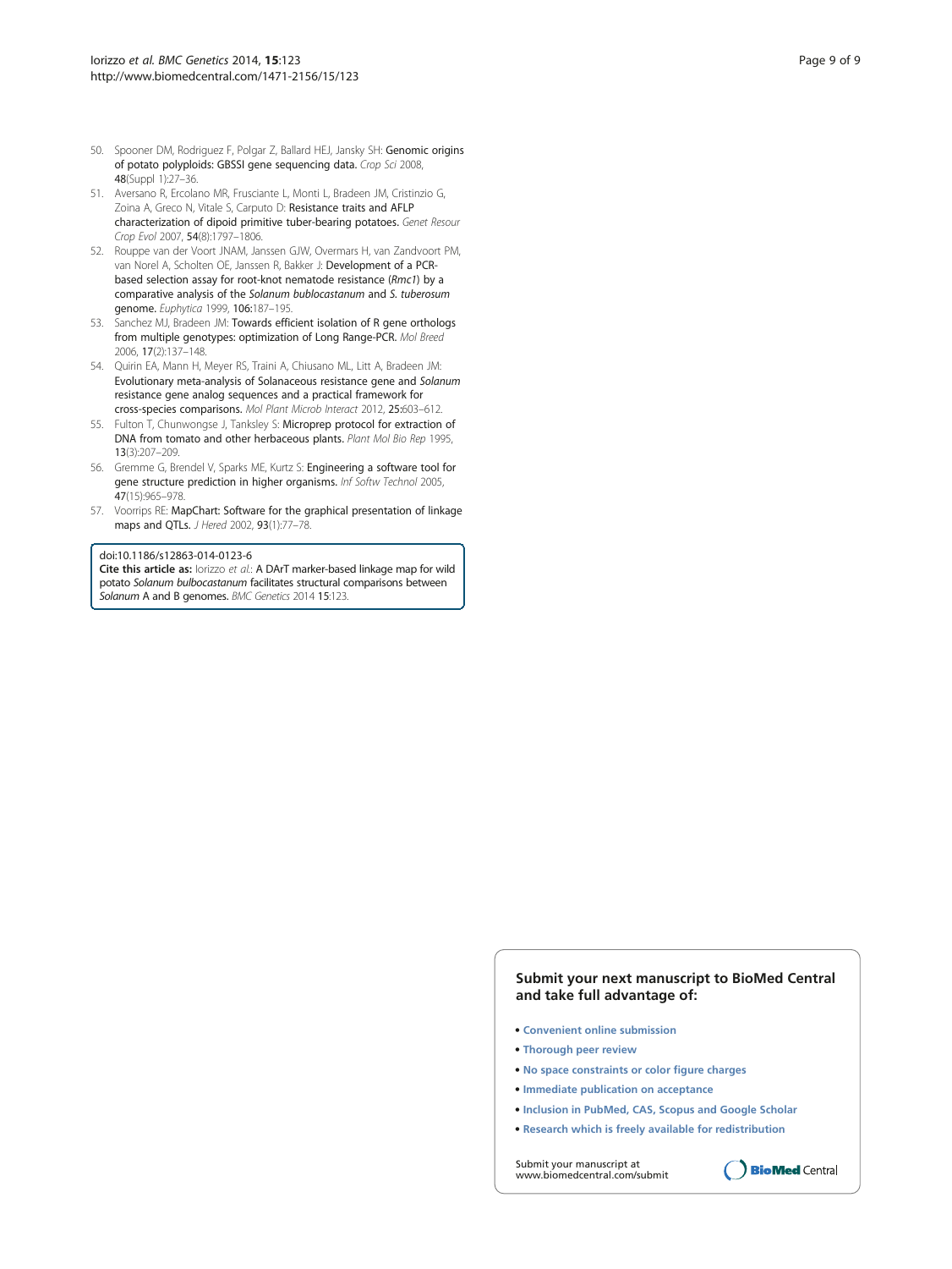50. Spooner DM, Rodriguez F, Polgar Z, Ballard HEJ, Jansky SH: Genomic origins of potato polyploids: GBSSI gene sequencing data. *Crop Sci* 2008, **48**(Suppl 1):27–36.
51. Aversano R, Ercolano MR, Frusciante L, Monti L, Bradeen JM, Cristinzio G, Zoina A, Greco N, Vitale S, Carputo D: Resistance traits and AFLP characterization of dipoid primitive tuber-bearing potatoes. *Genet Resour Crop Evol* 2007, **54**(8):1797–1806.
52. Rouppe van der Voort JNAM, Janssen GJW, Overmars H, van Zandvoort PM, van Norel A, Scholten OE, Janssen R, Bakker J: Development of a PCR-based selection assay for root-knot nematode resistance (*Rmc1*) by a comparative analysis of the *Solanum bublocastanum* and *S. tuberosum* genome. *Euphytica* 1999, **106**:187–195.
53. Sanchez MJ, Bradeen JM: Towards efficient isolation of R gene orthologs from multiple genotypes: optimization of Long Range-PCR. *Mol Breed* 2006, **17**(2):137–148.
54. Quirin EA, Mann H, Meyer RS, Traini A, Chiusano ML, Litt A, Bradeen JM: Evolutionary meta-analysis of Solanaceous resistance gene and *Solanum* resistance gene analog sequences and a practical framework for cross-species comparisons. *Mol Plant Microb Interact* 2012, **25**:603–612.
55. Fulton T, Chunwongse J, Tanksley S: Microprep protocol for extraction of DNA from tomato and other herbaceous plants. *Plant Mol Bio Rep* 1995, **13**(3):207–209.
56. Gremme G, Brendel V, Sparks ME, Kurtz S: Engineering a software tool for gene structure prediction in higher organisms. *Inf Softw Technol* 2005, **47**(15):965–978.
57. Voorrips RE: MapChart: Software for the graphical presentation of linkage maps and QTLs. *J Hered* 2002, **93**(1):77–78.

doi:10.1186/s12863-014-0123-6

**Cite this article as:** Iorizzo *et al.*: A DArT marker-based linkage map for wild potato *Solanum bulbocastanum* facilitates structural comparisons between *Solanum* A and B genomes. *BMC Genetics* 2014 **15**:123.

**Submit your next manuscript to BioMed Central and take full advantage of:**

- **Convenient online submission**
- **Thorough peer review**
- **No space constraints or color figure charges**
- **Immediate publication on acceptance**
- **Inclusion in PubMed, CAS, Scopus and Google Scholar**
- **Research which is freely available for redistribution**

Submit your manuscript at
www.biomedcentral.com/submit

BioMed Central